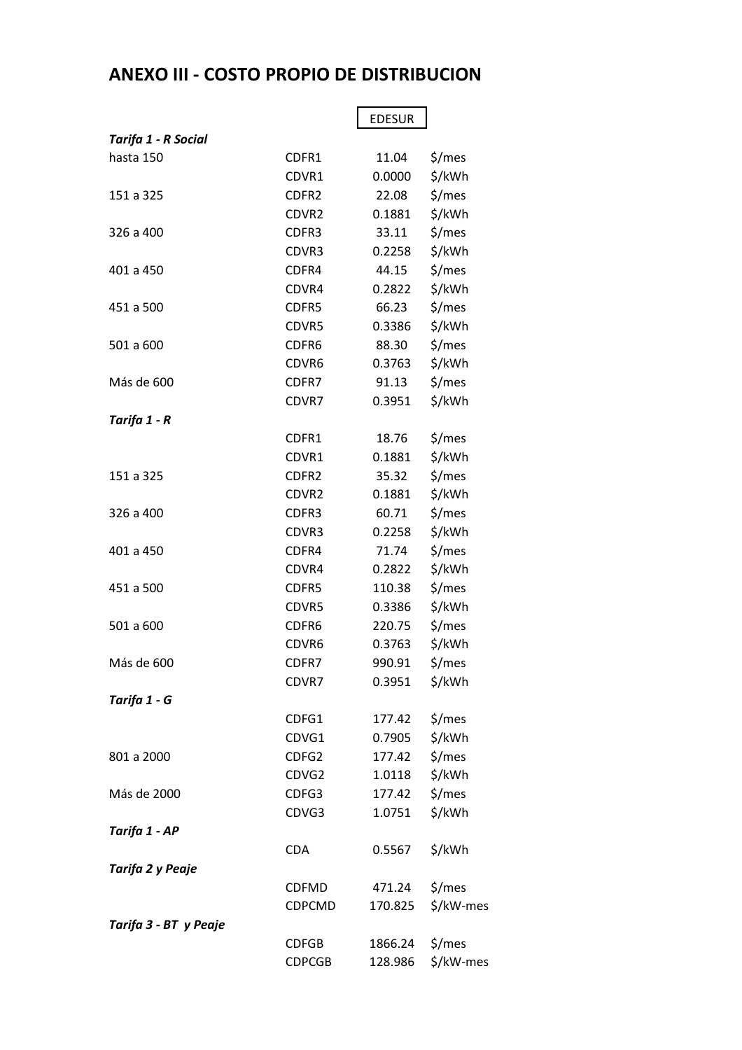# ANEXO III - COSTO PROPIO DE DISTRIBUCION

| | | EDESUR | |
|---|---|---|---|
| ***Tarifa 1 - R Social*** | | | |
| hasta 150 | CDFR1 | 11.04 | $/mes |
| | CDVR1 | 0.0000 | $/kWh |
| 151 a 325 | CDFR2 | 22.08 | $/mes |
| | CDVR2 | 0.1881 | $/kWh |
| 326 a 400 | CDFR3 | 33.11 | $/mes |
| | CDVR3 | 0.2258 | $/kWh |
| 401 a 450 | CDFR4 | 44.15 | $/mes |
| | CDVR4 | 0.2822 | $/kWh |
| 451 a 500 | CDFR5 | 66.23 | $/mes |
| | CDVR5 | 0.3386 | $/kWh |
| 501 a 600 | CDFR6 | 88.30 | $/mes |
| | CDVR6 | 0.3763 | $/kWh |
| Más de 600 | CDFR7 | 91.13 | $/mes |
| | CDVR7 | 0.3951 | $/kWh |
| ***Tarifa 1 - R*** | | | |
| | CDFR1 | 18.76 | $/mes |
| | CDVR1 | 0.1881 | $/kWh |
| 151 a 325 | CDFR2 | 35.32 | $/mes |
| | CDVR2 | 0.1881 | $/kWh |
| 326 a 400 | CDFR3 | 60.71 | $/mes |
| | CDVR3 | 0.2258 | $/kWh |
| 401 a 450 | CDFR4 | 71.74 | $/mes |
| | CDVR4 | 0.2822 | $/kWh |
| 451 a 500 | CDFR5 | 110.38 | $/mes |
| | CDVR5 | 0.3386 | $/kWh |
| 501 a 600 | CDFR6 | 220.75 | $/mes |
| | CDVR6 | 0.3763 | $/kWh |
| Más de 600 | CDFR7 | 990.91 | $/mes |
| | CDVR7 | 0.3951 | $/kWh |
| ***Tarifa 1 - G*** | | | |
| | CDFG1 | 177.42 | $/mes |
| | CDVG1 | 0.7905 | $/kWh |
| 801 a 2000 | CDFG2 | 177.42 | $/mes |
| | CDVG2 | 1.0118 | $/kWh |
| Más de 2000 | CDFG3 | 177.42 | $/mes |
| | CDVG3 | 1.0751 | $/kWh |
| ***Tarifa 1 - AP*** | | | |
| | CDA | 0.5567 | $/kWh |
| ***Tarifa 2 y Peaje*** | | | |
| | CDFMD | 471.24 | $/mes |
| | CDPCMD | 170.825 | $/kW-mes |
| ***Tarifa 3 - BT y Peaje*** | | | |
| | CDFGB | 1866.24 | $/mes |
| | CDPCGB | 128.986 | $/kW-mes |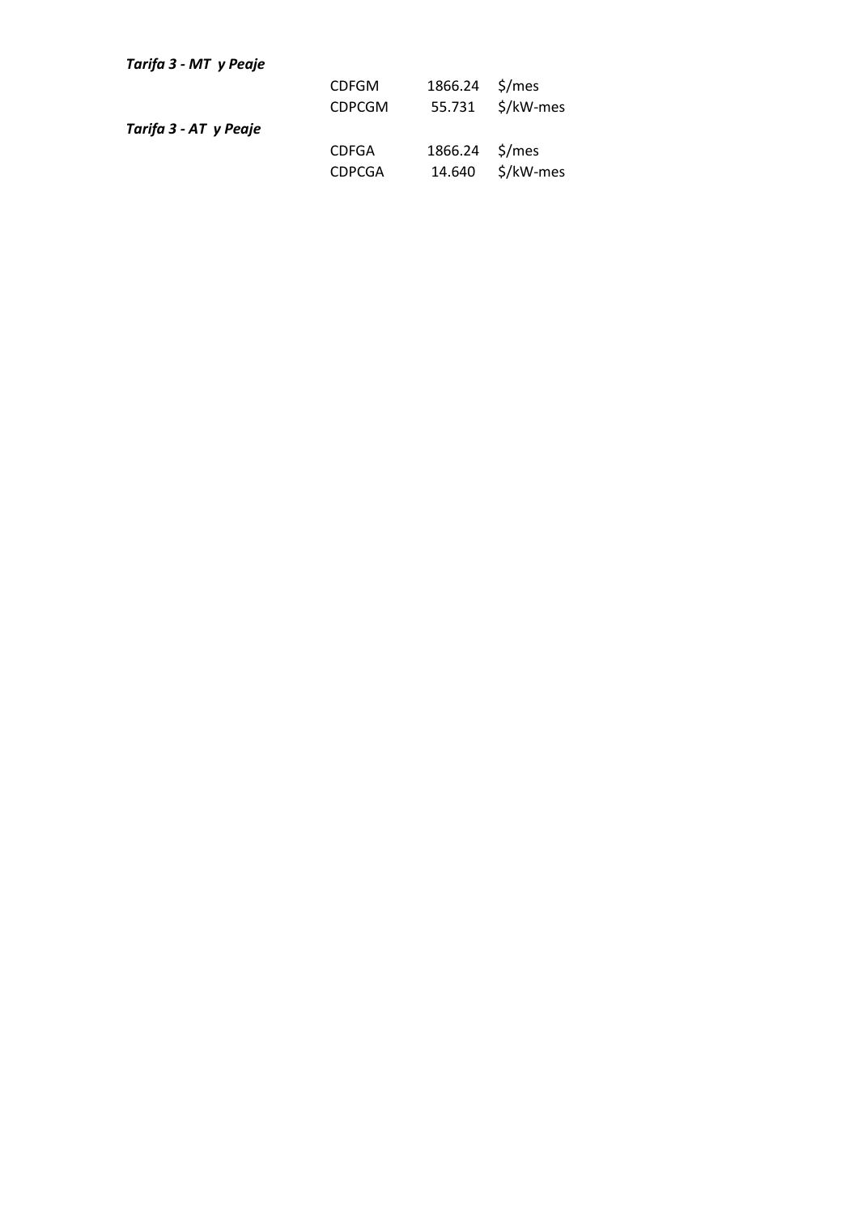***Tarifa 3 - MT y Peaje***

| | | |
|---|---|---|
| CDFGM | 1866.24 | $/mes |
| CDPCGM | 55.731 | $/kW-mes |

***Tarifa 3 - AT y Peaje***

| | | |
|---|---|---|
| CDFGA | 1866.24 | $/mes |
| CDPCGA | 14.640 | $/kW-mes |